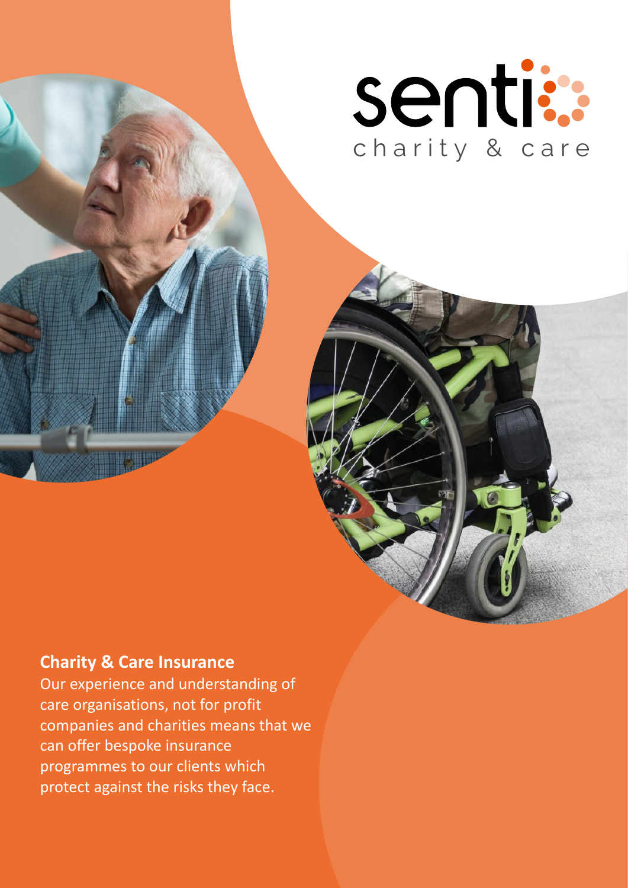senti
charity & care

## Charity & Care Insurance

Our experience and understanding of care organisations, not for profit companies and charities means that we can offer bespoke insurance programmes to our clients which protect against the risks they face.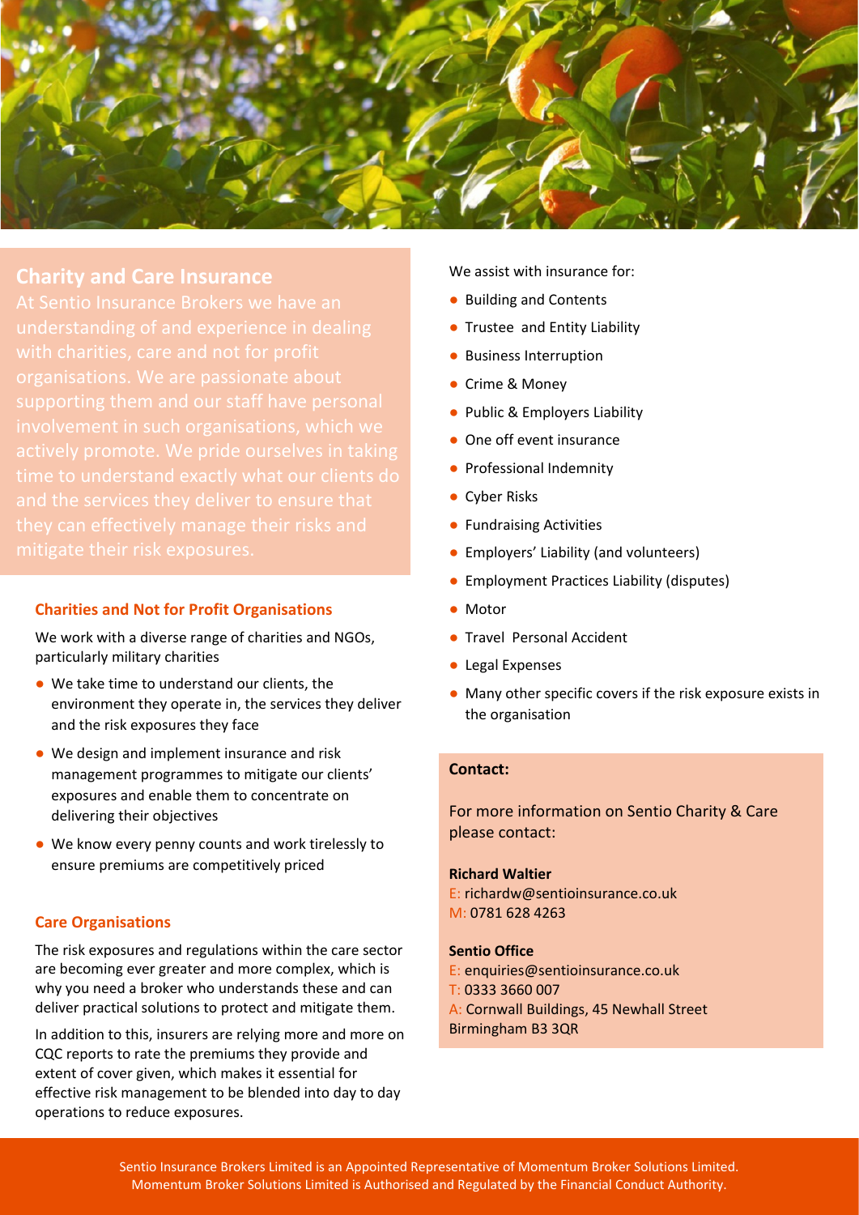## Charity and Care Insurance

At Sentio Insurance Brokers we have an understanding of and experience in dealing with charities, care and not for profit organisations. We are passionate about supporting them and our staff have personal involvement in such organisations, which we actively promote. We pride ourselves in taking time to understand exactly what our clients do and the services they deliver to ensure that they can effectively manage their risks and mitigate their risk exposures.

### Charities and Not for Profit Organisations

We work with a diverse range of charities and NGOs, particularly military charities

- We take time to understand our clients, the environment they operate in, the services they deliver and the risk exposures they face
- We design and implement insurance and risk management programmes to mitigate our clients' exposures and enable them to concentrate on delivering their objectives
- We know every penny counts and work tirelessly to ensure premiums are competitively priced

### Care Organisations

The risk exposures and regulations within the care sector are becoming ever greater and more complex, which is why you need a broker who understands these and can deliver practical solutions to protect and mitigate them.

In addition to this, insurers are relying more and more on CQC reports to rate the premiums they provide and extent of cover given, which makes it essential for effective risk management to be blended into day to day operations to reduce exposures.

We assist with insurance for:

- Building and Contents
- Trustee and Entity Liability
- Business Interruption
- Crime & Money
- Public & Employers Liability
- One off event insurance
- Professional Indemnity
- Cyber Risks
- Fundraising Activities
- Employers' Liability (and volunteers)
- Employment Practices Liability (disputes)
- Motor
- Travel Personal Accident
- Legal Expenses
- Many other specific covers if the risk exposure exists in the organisation

**Contact:**

For more information on Sentio Charity & Care please contact:

**Richard Waltier**
E: richardw@sentioinsurance.co.uk
M: 0781 628 4263

**Sentio Office**
E: enquiries@sentioinsurance.co.uk
T: 0333 3660 007
A: Cornwall Buildings, 45 Newhall Street
Birmingham B3 3QR

Sentio Insurance Brokers Limited is an Appointed Representative of Momentum Broker Solutions Limited. Momentum Broker Solutions Limited is Authorised and Regulated by the Financial Conduct Authority.